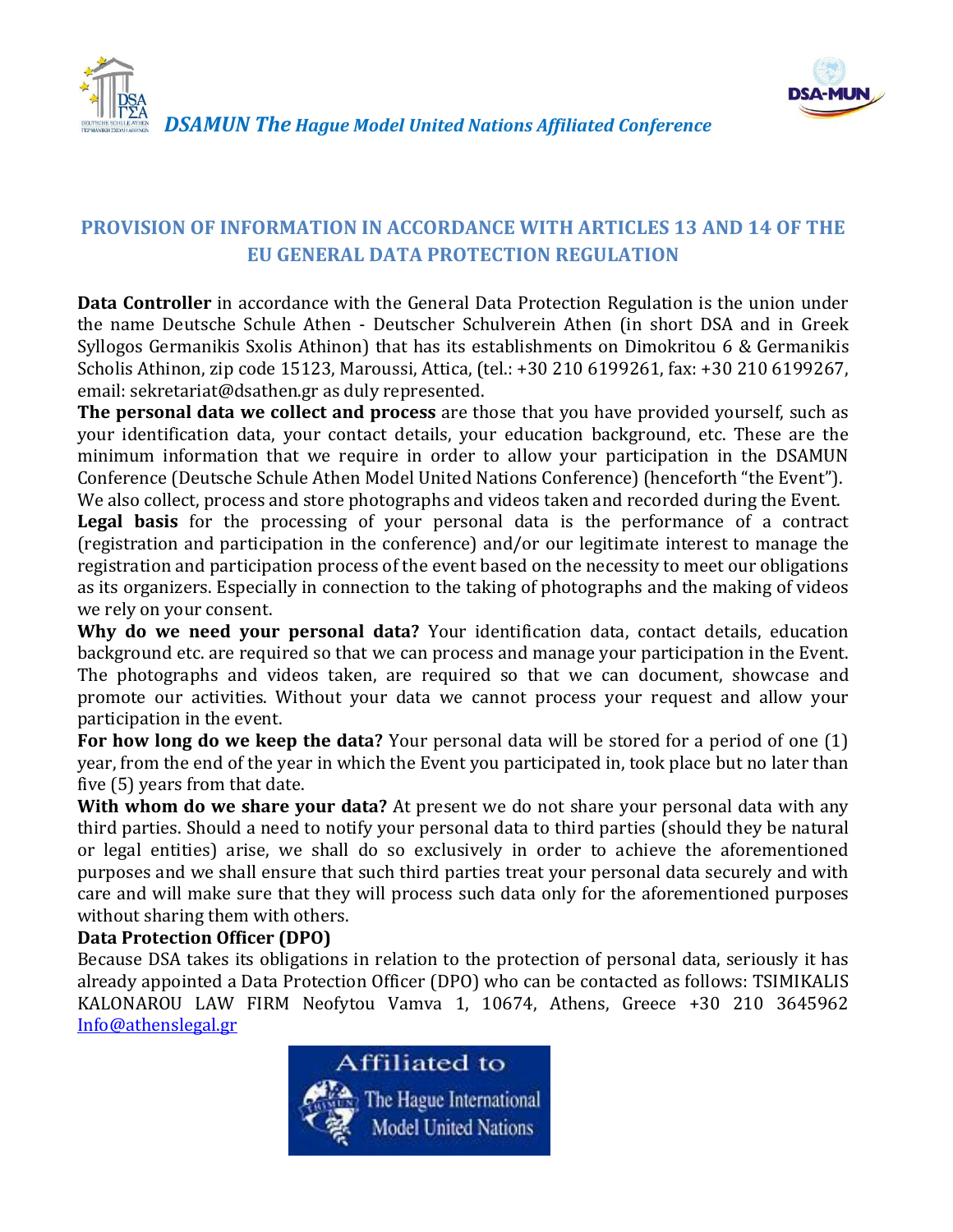*DSAMUN The Hague Model United Nations Affiliated Conference*

## PROVISION OF INFORMATION IN ACCORDANCE WITH ARTICLES 13 AND 14 OF THE EU GENERAL DATA PROTECTION REGULATION

**Data Controller** in accordance with the General Data Protection Regulation is the union under the name Deutsche Schule Athen - Deutscher Schulverein Athen (in short DSA and in Greek Syllogos Germanikis Sxolis Athinon) that has its establishments on Dimokritou 6 & Germanikis Scholis Athinon, zip code 15123, Maroussi, Attica, (tel.: +30 210 6199261, fax: +30 210 6199267, email: sekretariat@dsathen.gr as duly represented.

**The personal data we collect and process** are those that you have provided yourself, such as your identification data, your contact details, your education background, etc. These are the minimum information that we require in order to allow your participation in the DSAMUN Conference (Deutsche Schule Athen Model United Nations Conference) (henceforth "the Event").
We also collect, process and store photographs and videos taken and recorded during the Event.

**Legal basis** for the processing of your personal data is the performance of a contract (registration and participation in the conference) and/or our legitimate interest to manage the registration and participation process of the event based on the necessity to meet our obligations as its organizers. Especially in connection to the taking of photographs and the making of videos we rely on your consent.

**Why do we need your personal data?** Your identification data, contact details, education background etc. are required so that we can process and manage your participation in the Event. The photographs and videos taken, are required so that we can document, showcase and promote our activities. Without your data we cannot process your request and allow your participation in the event.

**For how long do we keep the data?** Your personal data will be stored for a period of one (1) year, from the end of the year in which the Event you participated in, took place but no later than five (5) years from that date.

**With whom do we share your data?** At present we do not share your personal data with any third parties. Should a need to notify your personal data to third parties (should they be natural or legal entities) arise, we shall do so exclusively in order to achieve the aforementioned purposes and we shall ensure that such third parties treat your personal data securely and with care and will make sure that they will process such data only for the aforementioned purposes without sharing them with others.

**Data Protection Officer (DPO)**

Because DSA takes its obligations in relation to the protection of personal data, seriously it has already appointed a Data Protection Officer (DPO) who can be contacted as follows: TSIMIKALIS KALONAROU LAW FIRM Neofytou Vamva 1, 10674, Athens, Greece +30 210 3645962 [Info@athenslegal.gr](mailto:Info@athenslegal.gr)

Affiliated to The Hague International Model United Nations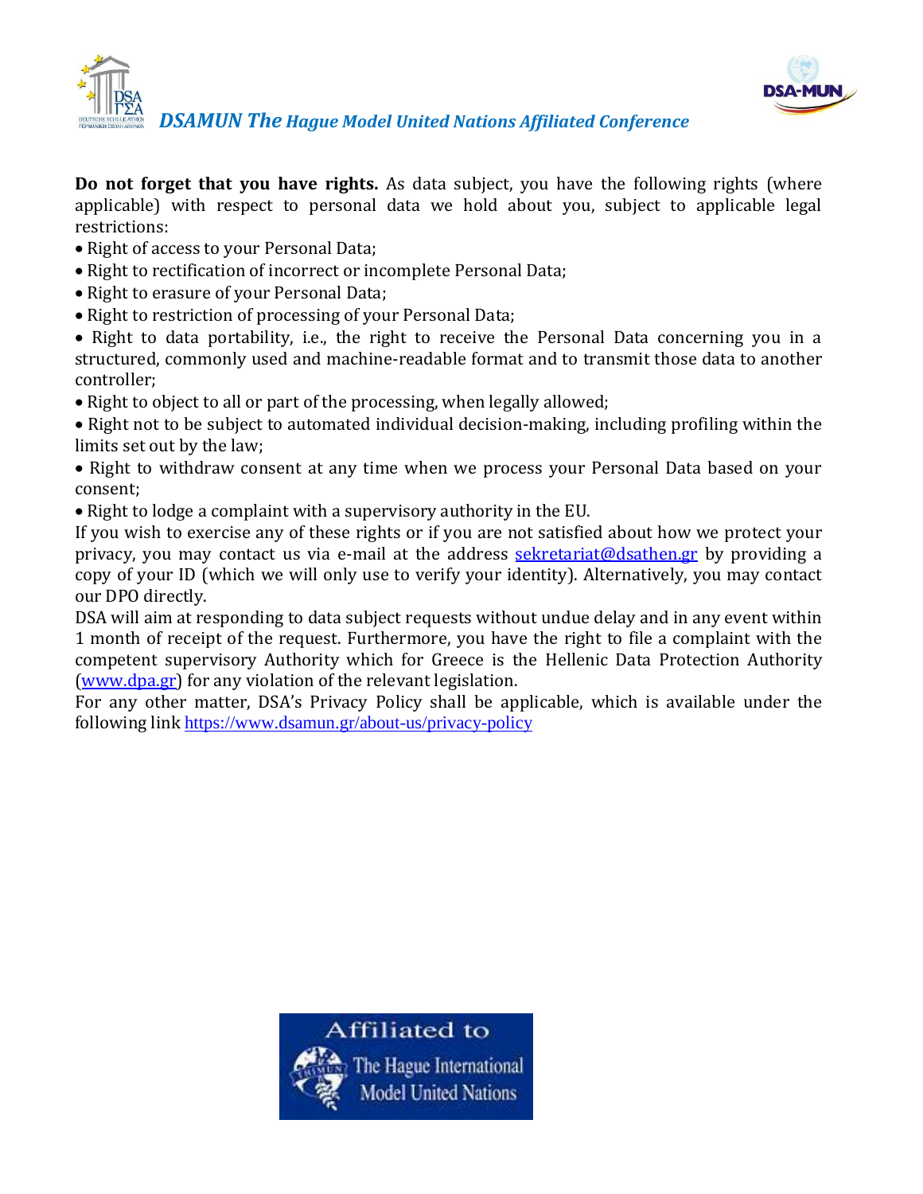**Do not forget that you have rights.** As data subject, you have the following rights (where applicable) with respect to personal data we hold about you, subject to applicable legal restrictions:

- Right of access to your Personal Data;
- Right to rectification of incorrect or incomplete Personal Data;
- Right to erasure of your Personal Data;
- Right to restriction of processing of your Personal Data;
- Right to data portability, i.e., the right to receive the Personal Data concerning you in a structured, commonly used and machine-readable format and to transmit those data to another controller;
- Right to object to all or part of the processing, when legally allowed;
- Right not to be subject to automated individual decision-making, including profiling within the limits set out by the law;
- Right to withdraw consent at any time when we process your Personal Data based on your consent;
- Right to lodge a complaint with a supervisory authority in the EU.

If you wish to exercise any of these rights or if you are not satisfied about how we protect your privacy, you may contact us via e-mail at the address sekretariat@dsathen.gr by providing a copy of your ID (which we will only use to verify your identity). Alternatively, you may contact our DPO directly.

DSA will aim at responding to data subject requests without undue delay and in any event within 1 month of receipt of the request. Furthermore, you have the right to file a complaint with the competent supervisory Authority which for Greece is the Hellenic Data Protection Authority (www.dpa.gr) for any violation of the relevant legislation.

For any other matter, DSA's Privacy Policy shall be applicable, which is available under the following link https://www.dsamun.gr/about-us/privacy-policy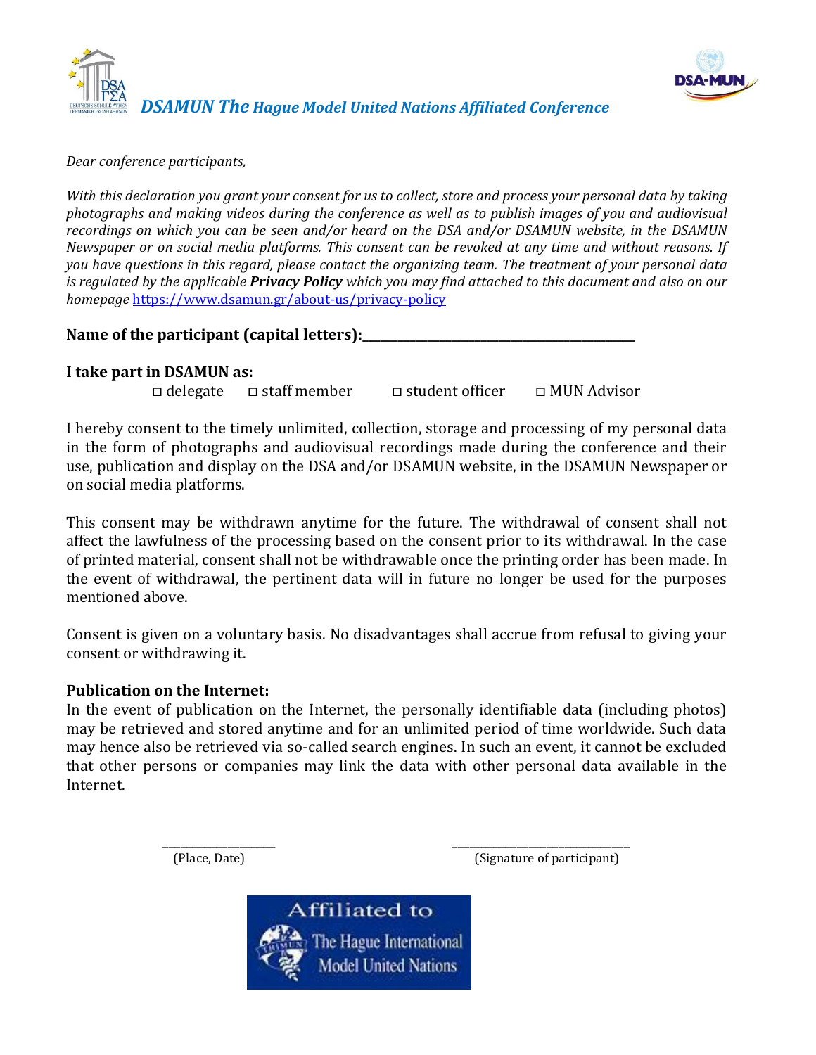*DSAMUN The Hague Model United Nations Affiliated Conference*

*Dear conference participants,*

*With this declaration you grant your consent for us to collect, store and process your personal data by taking photographs and making videos during the conference as well as to publish images of you and audiovisual recordings on which you can be seen and/or heard on the DSA and/or DSAMUN website, in the DSAMUN Newspaper or on social media platforms. This consent can be revoked at any time and without reasons. If you have questions in this regard, please contact the organizing team. The treatment of your personal data is regulated by the applicable* ***Privacy Policy*** *which you may find attached to this document and also on our homepage* [https://www.dsamun.gr/about-us/privacy-policy](https://www.dsamun.gr/about-us/privacy-policy)

**Name of the participant (capital letters):**___________________________________________

**I take part in DSAMUN as:**

◻ delegate ◻ staff member ◻ student officer ◻ MUN Advisor

I hereby consent to the timely unlimited, collection, storage and processing of my personal data in the form of photographs and audiovisual recordings made during the conference and their use, publication and display on the DSA and/or DSAMUN website, in the DSAMUN Newspaper or on social media platforms.

This consent may be withdrawn anytime for the future. The withdrawal of consent shall not affect the lawfulness of the processing based on the consent prior to its withdrawal. In the case of printed material, consent shall not be withdrawable once the printing order has been made. In the event of withdrawal, the pertinent data will in future no longer be used for the purposes mentioned above.

Consent is given on a voluntary basis. No disadvantages shall accrue from refusal to giving your consent or withdrawing it.

**Publication on the Internet:**

In the event of publication on the Internet, the personally identifiable data (including photos) may be retrieved and stored anytime and for an unlimited period of time worldwide. Such data may hence also be retrieved via so-called search engines. In such an event, it cannot be excluded that other persons or companies may link the data with other personal data available in the Internet.

____________________ ________________________________

(Place, Date) (Signature of participant)

Affiliated to The Hague International Model United Nations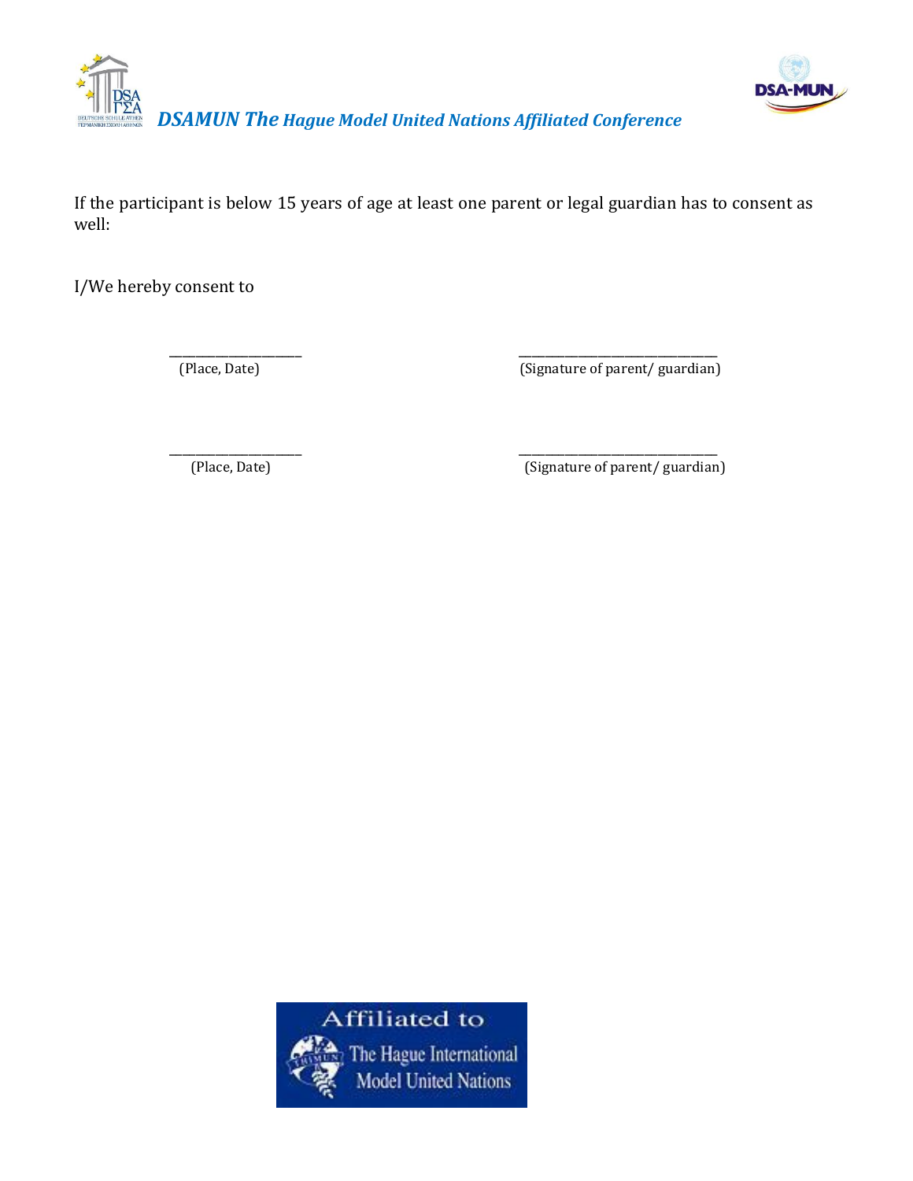If the participant is below 15 years of age at least one parent or legal guardian has to consent as well:

I/We hereby consent to

\_\_\_\_\_\_\_\_\_\_\_\_\_\_\_\_\_\_\_\_ (Place, Date)

\_\_\_\_\_\_\_\_\_\_\_\_\_\_\_\_\_\_\_\_\_\_\_\_\_\_\_\_\_\_ (Signature of parent/ guardian)

\_\_\_\_\_\_\_\_\_\_\_\_\_\_\_\_\_\_\_\_ (Place, Date)

\_\_\_\_\_\_\_\_\_\_\_\_\_\_\_\_\_\_\_\_\_\_\_\_\_\_\_\_\_\_ (Signature of parent/ guardian)